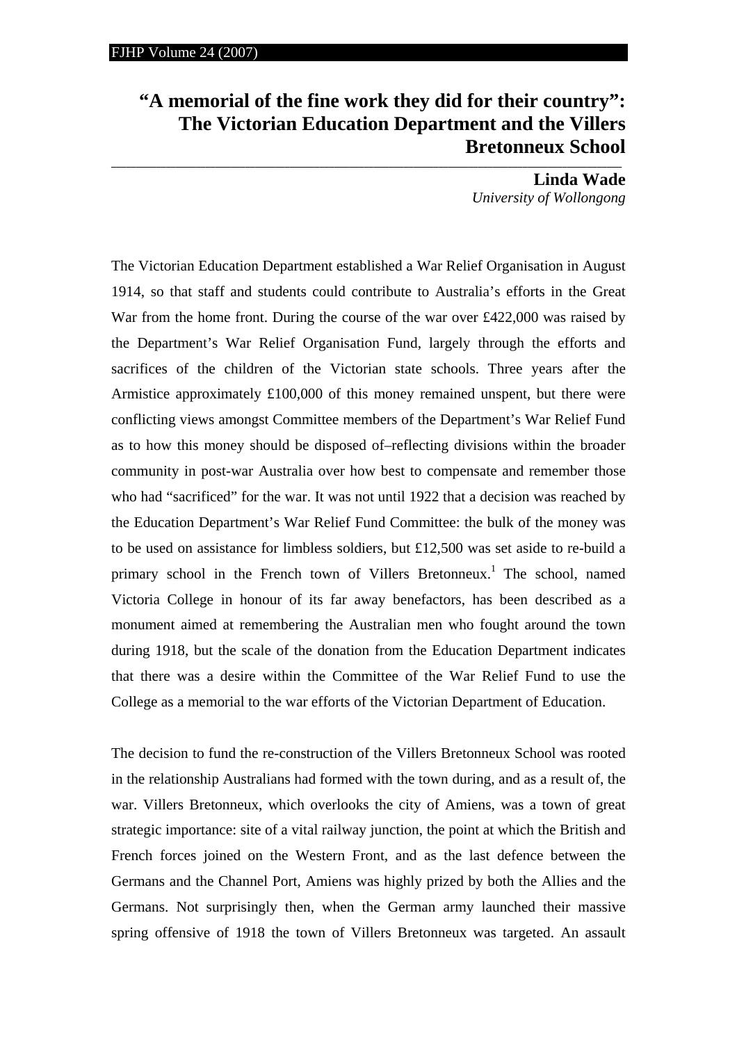# "A memorial of the fine work they did for their country": The Victorian Education Department and the Villers Bretonneux School

**Linda Wade**
*University of Wollongong*

The Victorian Education Department established a War Relief Organisation in August 1914, so that staff and students could contribute to Australia's efforts in the Great War from the home front. During the course of the war over £422,000 was raised by the Department's War Relief Organisation Fund, largely through the efforts and sacrifices of the children of the Victorian state schools. Three years after the Armistice approximately £100,000 of this money remained unspent, but there were conflicting views amongst Committee members of the Department's War Relief Fund as to how this money should be disposed of–reflecting divisions within the broader community in post-war Australia over how best to compensate and remember those who had "sacrificed" for the war. It was not until 1922 that a decision was reached by the Education Department's War Relief Fund Committee: the bulk of the money was to be used on assistance for limbless soldiers, but £12,500 was set aside to re-build a primary school in the French town of Villers Bretonneux.[1] The school, named Victoria College in honour of its far away benefactors, has been described as a monument aimed at remembering the Australian men who fought around the town during 1918, but the scale of the donation from the Education Department indicates that there was a desire within the Committee of the War Relief Fund to use the College as a memorial to the war efforts of the Victorian Department of Education.

The decision to fund the re-construction of the Villers Bretonneux School was rooted in the relationship Australians had formed with the town during, and as a result of, the war. Villers Bretonneux, which overlooks the city of Amiens, was a town of great strategic importance: site of a vital railway junction, the point at which the British and French forces joined on the Western Front, and as the last defence between the Germans and the Channel Port, Amiens was highly prized by both the Allies and the Germans. Not surprisingly then, when the German army launched their massive spring offensive of 1918 the town of Villers Bretonneux was targeted. An assault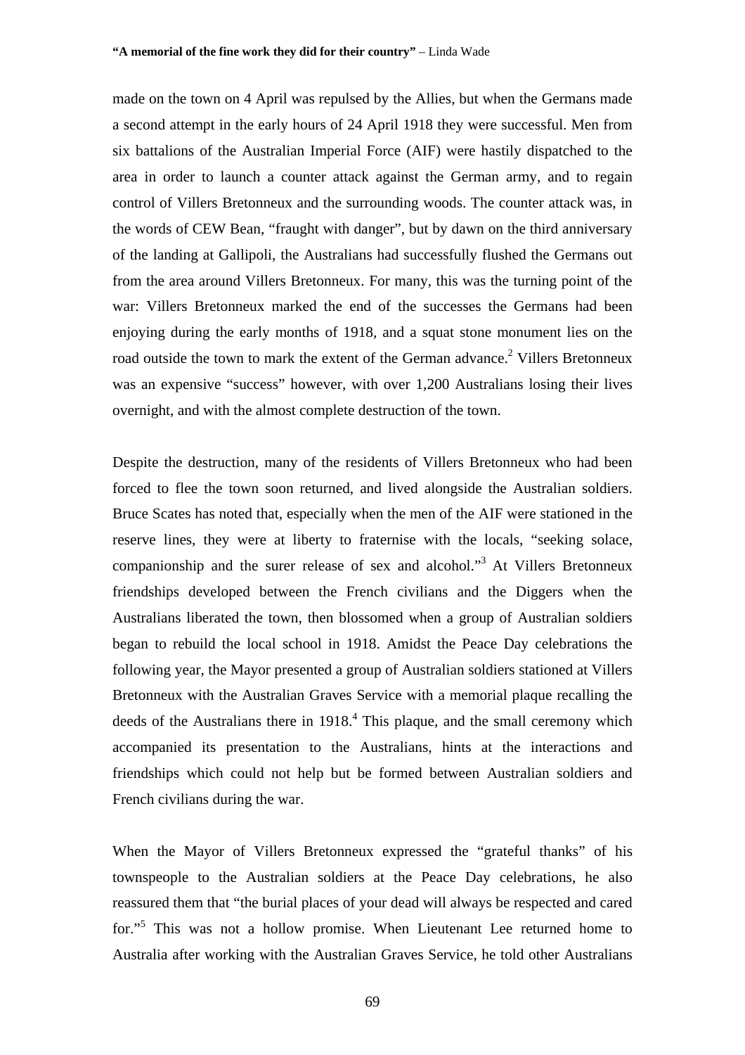made on the town on 4 April was repulsed by the Allies, but when the Germans made a second attempt in the early hours of 24 April 1918 they were successful. Men from six battalions of the Australian Imperial Force (AIF) were hastily dispatched to the area in order to launch a counter attack against the German army, and to regain control of Villers Bretonneux and the surrounding woods. The counter attack was, in the words of CEW Bean, "fraught with danger", but by dawn on the third anniversary of the landing at Gallipoli, the Australians had successfully flushed the Germans out from the area around Villers Bretonneux. For many, this was the turning point of the war: Villers Bretonneux marked the end of the successes the Germans had been enjoying during the early months of 1918, and a squat stone monument lies on the road outside the town to mark the extent of the German advance.[2] Villers Bretonneux was an expensive "success" however, with over 1,200 Australians losing their lives overnight, and with the almost complete destruction of the town.

Despite the destruction, many of the residents of Villers Bretonneux who had been forced to flee the town soon returned, and lived alongside the Australian soldiers. Bruce Scates has noted that, especially when the men of the AIF were stationed in the reserve lines, they were at liberty to fraternise with the locals, "seeking solace, companionship and the surer release of sex and alcohol."[3] At Villers Bretonneux friendships developed between the French civilians and the Diggers when the Australians liberated the town, then blossomed when a group of Australian soldiers began to rebuild the local school in 1918. Amidst the Peace Day celebrations the following year, the Mayor presented a group of Australian soldiers stationed at Villers Bretonneux with the Australian Graves Service with a memorial plaque recalling the deeds of the Australians there in 1918.[4] This plaque, and the small ceremony which accompanied its presentation to the Australians, hints at the interactions and friendships which could not help but be formed between Australian soldiers and French civilians during the war.

When the Mayor of Villers Bretonneux expressed the "grateful thanks" of his townspeople to the Australian soldiers at the Peace Day celebrations, he also reassured them that "the burial places of your dead will always be respected and cared for."[5] This was not a hollow promise. When Lieutenant Lee returned home to Australia after working with the Australian Graves Service, he told other Australians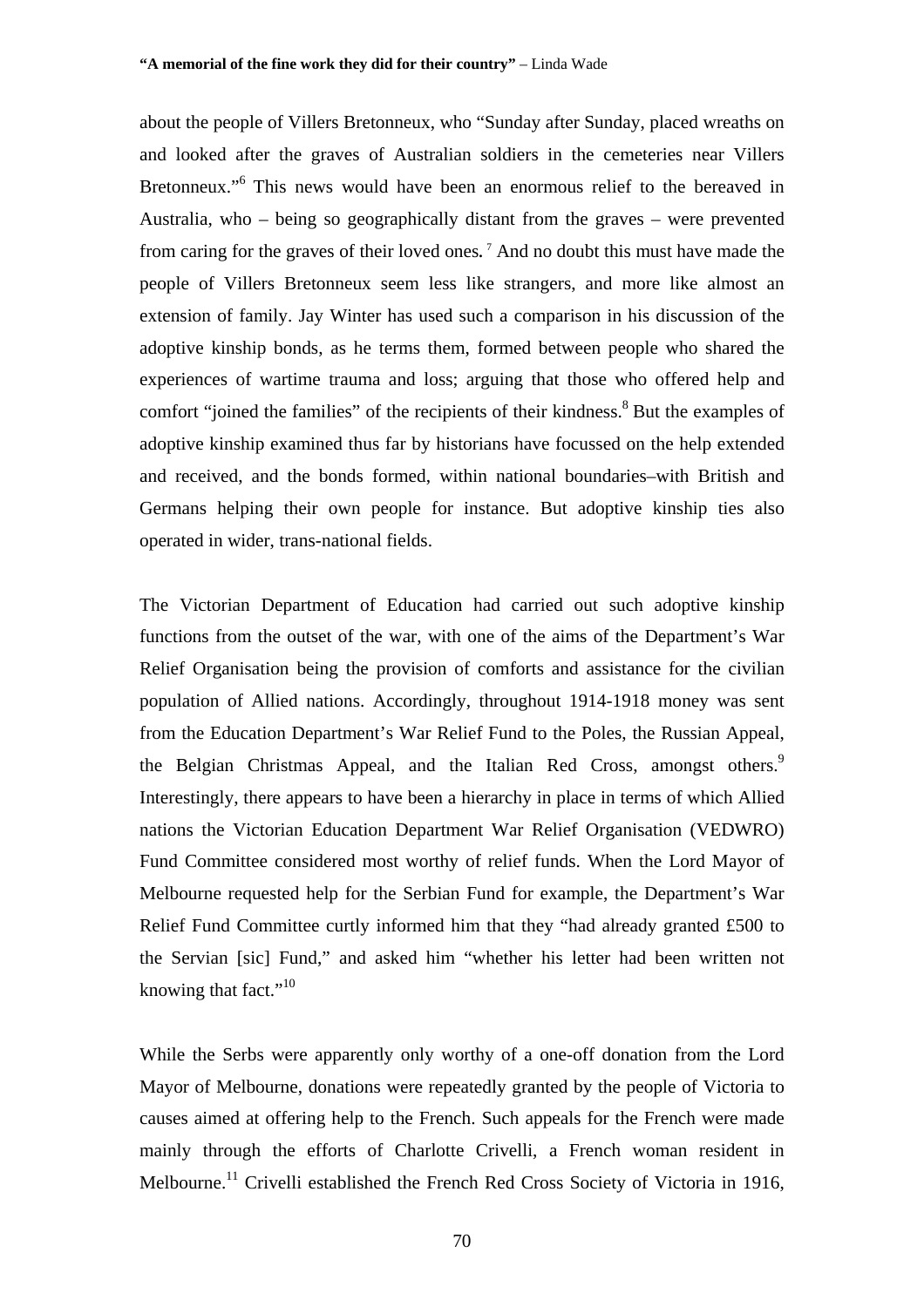about the people of Villers Bretonneux, who "Sunday after Sunday, placed wreaths on and looked after the graves of Australian soldiers in the cemeteries near Villers Bretonneux."[6] This news would have been an enormous relief to the bereaved in Australia, who – being so geographically distant from the graves – were prevented from caring for the graves of their loved ones.[7] And no doubt this must have made the people of Villers Bretonneux seem less like strangers, and more like almost an extension of family. Jay Winter has used such a comparison in his discussion of the adoptive kinship bonds, as he terms them, formed between people who shared the experiences of wartime trauma and loss; arguing that those who offered help and comfort "joined the families" of the recipients of their kindness.[8] But the examples of adoptive kinship examined thus far by historians have focussed on the help extended and received, and the bonds formed, within national boundaries–with British and Germans helping their own people for instance. But adoptive kinship ties also operated in wider, trans-national fields.

The Victorian Department of Education had carried out such adoptive kinship functions from the outset of the war, with one of the aims of the Department's War Relief Organisation being the provision of comforts and assistance for the civilian population of Allied nations. Accordingly, throughout 1914-1918 money was sent from the Education Department's War Relief Fund to the Poles, the Russian Appeal, the Belgian Christmas Appeal, and the Italian Red Cross, amongst others.[9] Interestingly, there appears to have been a hierarchy in place in terms of which Allied nations the Victorian Education Department War Relief Organisation (VEDWRO) Fund Committee considered most worthy of relief funds. When the Lord Mayor of Melbourne requested help for the Serbian Fund for example, the Department's War Relief Fund Committee curtly informed him that they "had already granted £500 to the Servian [sic] Fund," and asked him "whether his letter had been written not knowing that fact."[10]

While the Serbs were apparently only worthy of a one-off donation from the Lord Mayor of Melbourne, donations were repeatedly granted by the people of Victoria to causes aimed at offering help to the French. Such appeals for the French were made mainly through the efforts of Charlotte Crivelli, a French woman resident in Melbourne.[11] Crivelli established the French Red Cross Society of Victoria in 1916,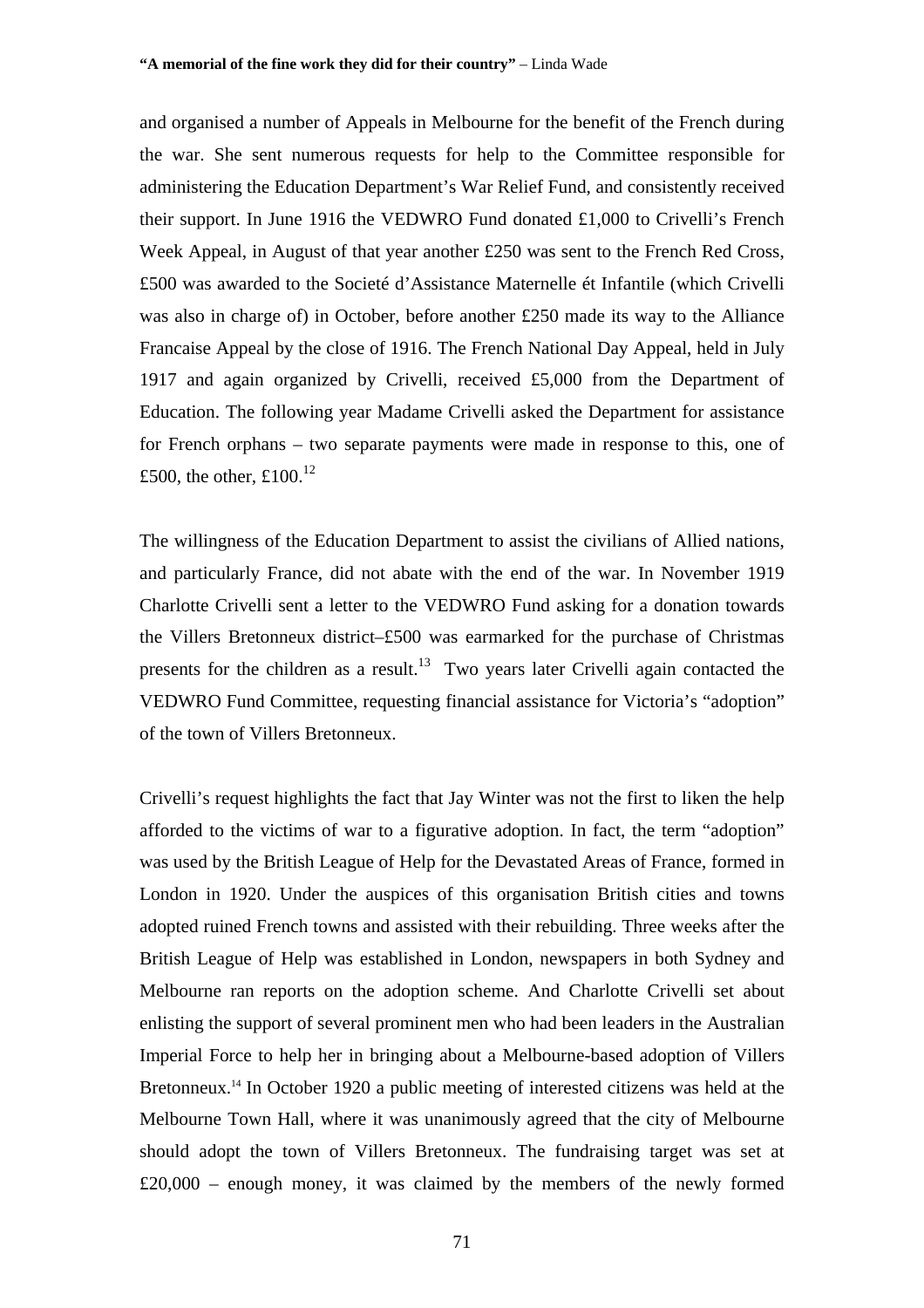and organised a number of Appeals in Melbourne for the benefit of the French during the war. She sent numerous requests for help to the Committee responsible for administering the Education Department's War Relief Fund, and consistently received their support. In June 1916 the VEDWRO Fund donated £1,000 to Crivelli's French Week Appeal, in August of that year another £250 was sent to the French Red Cross, £500 was awarded to the Societé d'Assistance Maternelle ét Infantile (which Crivelli was also in charge of) in October, before another £250 made its way to the Alliance Francaise Appeal by the close of 1916. The French National Day Appeal, held in July 1917 and again organized by Crivelli, received £5,000 from the Department of Education. The following year Madame Crivelli asked the Department for assistance for French orphans – two separate payments were made in response to this, one of £500, the other, £100.[12]

The willingness of the Education Department to assist the civilians of Allied nations, and particularly France, did not abate with the end of the war. In November 1919 Charlotte Crivelli sent a letter to the VEDWRO Fund asking for a donation towards the Villers Bretonneux district–£500 was earmarked for the purchase of Christmas presents for the children as a result.[13] Two years later Crivelli again contacted the VEDWRO Fund Committee, requesting financial assistance for Victoria's "adoption" of the town of Villers Bretonneux.

Crivelli's request highlights the fact that Jay Winter was not the first to liken the help afforded to the victims of war to a figurative adoption. In fact, the term "adoption" was used by the British League of Help for the Devastated Areas of France, formed in London in 1920. Under the auspices of this organisation British cities and towns adopted ruined French towns and assisted with their rebuilding. Three weeks after the British League of Help was established in London, newspapers in both Sydney and Melbourne ran reports on the adoption scheme. And Charlotte Crivelli set about enlisting the support of several prominent men who had been leaders in the Australian Imperial Force to help her in bringing about a Melbourne-based adoption of Villers Bretonneux.[14] In October 1920 a public meeting of interested citizens was held at the Melbourne Town Hall, where it was unanimously agreed that the city of Melbourne should adopt the town of Villers Bretonneux. The fundraising target was set at £20,000 – enough money, it was claimed by the members of the newly formed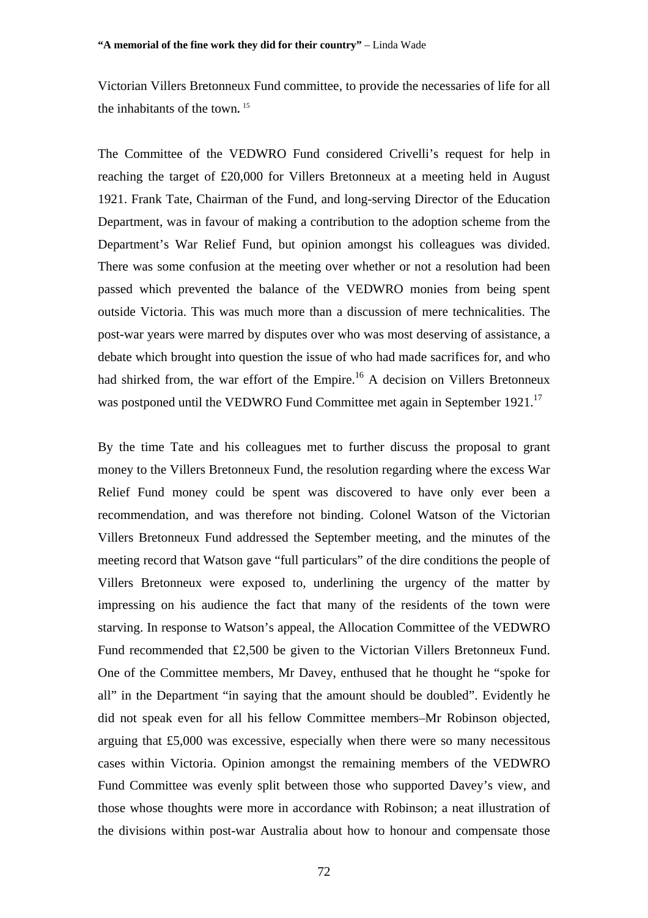Victorian Villers Bretonneux Fund committee, to provide the necessaries of life for all the inhabitants of the town. [15]

The Committee of the VEDWRO Fund considered Crivelli's request for help in reaching the target of £20,000 for Villers Bretonneux at a meeting held in August 1921. Frank Tate, Chairman of the Fund, and long-serving Director of the Education Department, was in favour of making a contribution to the adoption scheme from the Department's War Relief Fund, but opinion amongst his colleagues was divided. There was some confusion at the meeting over whether or not a resolution had been passed which prevented the balance of the VEDWRO monies from being spent outside Victoria. This was much more than a discussion of mere technicalities. The post-war years were marred by disputes over who was most deserving of assistance, a debate which brought into question the issue of who had made sacrifices for, and who had shirked from, the war effort of the Empire.[16] A decision on Villers Bretonneux was postponed until the VEDWRO Fund Committee met again in September 1921.[17]

By the time Tate and his colleagues met to further discuss the proposal to grant money to the Villers Bretonneux Fund, the resolution regarding where the excess War Relief Fund money could be spent was discovered to have only ever been a recommendation, and was therefore not binding. Colonel Watson of the Victorian Villers Bretonneux Fund addressed the September meeting, and the minutes of the meeting record that Watson gave "full particulars" of the dire conditions the people of Villers Bretonneux were exposed to, underlining the urgency of the matter by impressing on his audience the fact that many of the residents of the town were starving. In response to Watson's appeal, the Allocation Committee of the VEDWRO Fund recommended that £2,500 be given to the Victorian Villers Bretonneux Fund. One of the Committee members, Mr Davey, enthused that he thought he "spoke for all" in the Department "in saying that the amount should be doubled". Evidently he did not speak even for all his fellow Committee members–Mr Robinson objected, arguing that £5,000 was excessive, especially when there were so many necessitous cases within Victoria. Opinion amongst the remaining members of the VEDWRO Fund Committee was evenly split between those who supported Davey's view, and those whose thoughts were more in accordance with Robinson; a neat illustration of the divisions within post-war Australia about how to honour and compensate those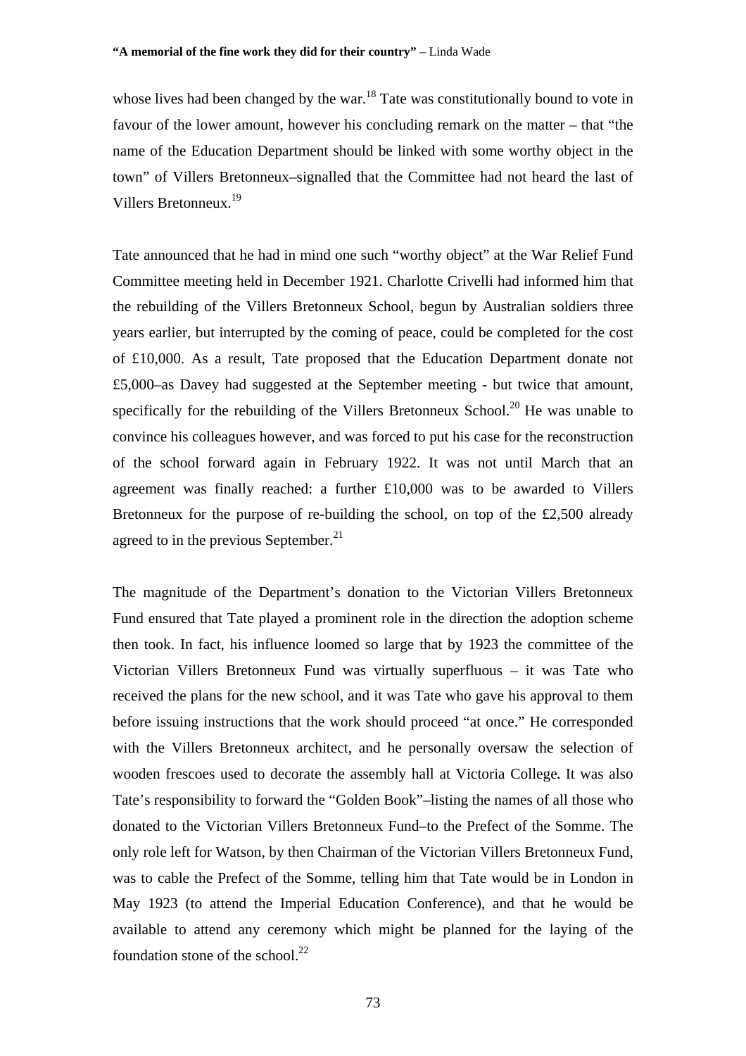whose lives had been changed by the war.[18] Tate was constitutionally bound to vote in favour of the lower amount, however his concluding remark on the matter – that "the name of the Education Department should be linked with some worthy object in the town" of Villers Bretonneux–signalled that the Committee had not heard the last of Villers Bretonneux.[19]

Tate announced that he had in mind one such "worthy object" at the War Relief Fund Committee meeting held in December 1921. Charlotte Crivelli had informed him that the rebuilding of the Villers Bretonneux School, begun by Australian soldiers three years earlier, but interrupted by the coming of peace, could be completed for the cost of £10,000. As a result, Tate proposed that the Education Department donate not £5,000–as Davey had suggested at the September meeting - but twice that amount, specifically for the rebuilding of the Villers Bretonneux School.[20] He was unable to convince his colleagues however, and was forced to put his case for the reconstruction of the school forward again in February 1922. It was not until March that an agreement was finally reached: a further £10,000 was to be awarded to Villers Bretonneux for the purpose of re-building the school, on top of the £2,500 already agreed to in the previous September.[21]

The magnitude of the Department's donation to the Victorian Villers Bretonneux Fund ensured that Tate played a prominent role in the direction the adoption scheme then took. In fact, his influence loomed so large that by 1923 the committee of the Victorian Villers Bretonneux Fund was virtually superfluous – it was Tate who received the plans for the new school, and it was Tate who gave his approval to them before issuing instructions that the work should proceed "at once." He corresponded with the Villers Bretonneux architect, and he personally oversaw the selection of wooden frescoes used to decorate the assembly hall at Victoria College. It was also Tate's responsibility to forward the "Golden Book"–listing the names of all those who donated to the Victorian Villers Bretonneux Fund–to the Prefect of the Somme. The only role left for Watson, by then Chairman of the Victorian Villers Bretonneux Fund, was to cable the Prefect of the Somme, telling him that Tate would be in London in May 1923 (to attend the Imperial Education Conference), and that he would be available to attend any ceremony which might be planned for the laying of the foundation stone of the school.[22]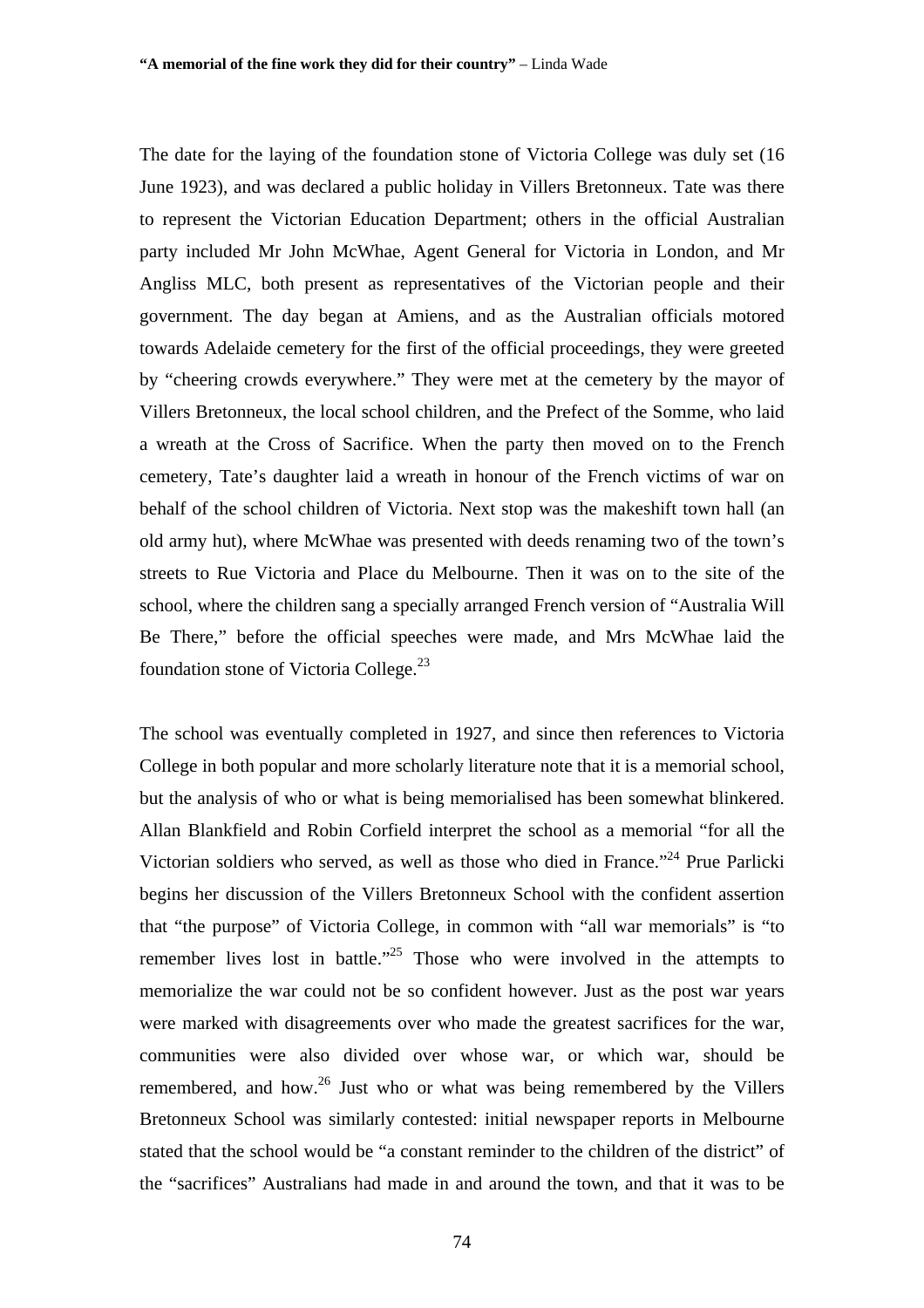The date for the laying of the foundation stone of Victoria College was duly set (16 June 1923), and was declared a public holiday in Villers Bretonneux. Tate was there to represent the Victorian Education Department; others in the official Australian party included Mr John McWhae, Agent General for Victoria in London, and Mr Angliss MLC, both present as representatives of the Victorian people and their government. The day began at Amiens, and as the Australian officials motored towards Adelaide cemetery for the first of the official proceedings, they were greeted by "cheering crowds everywhere." They were met at the cemetery by the mayor of Villers Bretonneux, the local school children, and the Prefect of the Somme, who laid a wreath at the Cross of Sacrifice. When the party then moved on to the French cemetery, Tate's daughter laid a wreath in honour of the French victims of war on behalf of the school children of Victoria. Next stop was the makeshift town hall (an old army hut), where McWhae was presented with deeds renaming two of the town's streets to Rue Victoria and Place du Melbourne. Then it was on to the site of the school, where the children sang a specially arranged French version of "Australia Will Be There," before the official speeches were made, and Mrs McWhae laid the foundation stone of Victoria College.[23]

The school was eventually completed in 1927, and since then references to Victoria College in both popular and more scholarly literature note that it is a memorial school, but the analysis of who or what is being memorialised has been somewhat blinkered. Allan Blankfield and Robin Corfield interpret the school as a memorial "for all the Victorian soldiers who served, as well as those who died in France."[24] Prue Parlicki begins her discussion of the Villers Bretonneux School with the confident assertion that "the purpose" of Victoria College, in common with "all war memorials" is "to remember lives lost in battle."[25] Those who were involved in the attempts to memorialize the war could not be so confident however. Just as the post war years were marked with disagreements over who made the greatest sacrifices for the war, communities were also divided over whose war, or which war, should be remembered, and how.[26] Just who or what was being remembered by the Villers Bretonneux School was similarly contested: initial newspaper reports in Melbourne stated that the school would be "a constant reminder to the children of the district" of the "sacrifices" Australians had made in and around the town, and that it was to be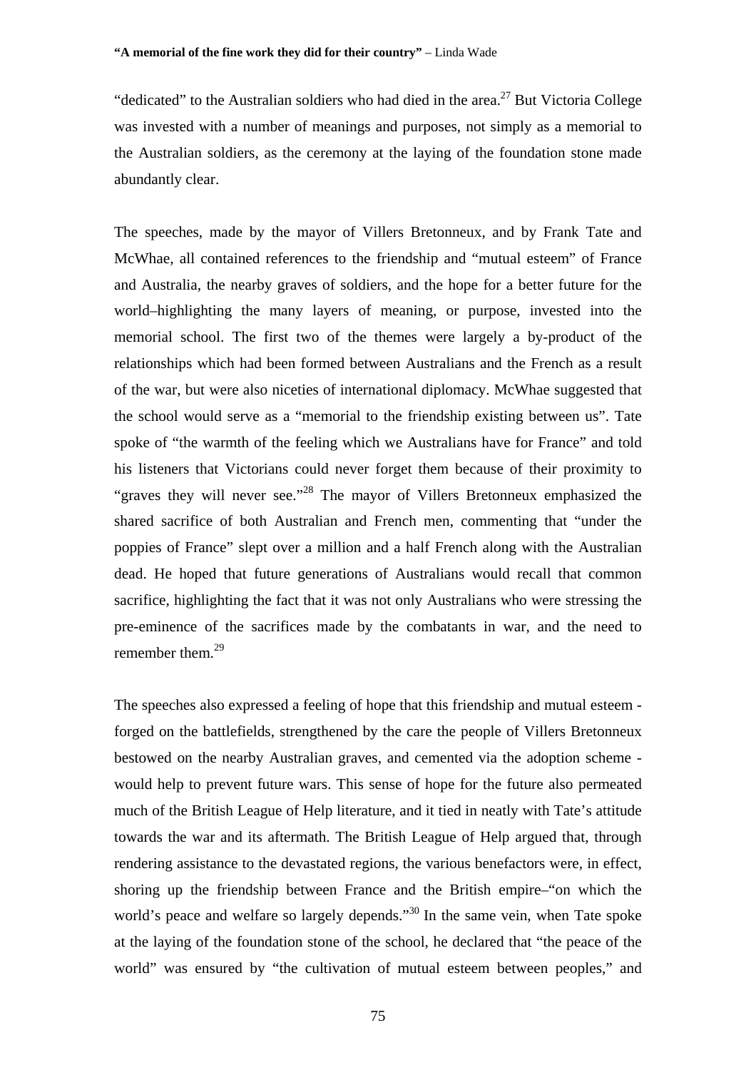"dedicated" to the Australian soldiers who had died in the area.[27] But Victoria College was invested with a number of meanings and purposes, not simply as a memorial to the Australian soldiers, as the ceremony at the laying of the foundation stone made abundantly clear.

The speeches, made by the mayor of Villers Bretonneux, and by Frank Tate and McWhae, all contained references to the friendship and "mutual esteem" of France and Australia, the nearby graves of soldiers, and the hope for a better future for the world–highlighting the many layers of meaning, or purpose, invested into the memorial school. The first two of the themes were largely a by-product of the relationships which had been formed between Australians and the French as a result of the war, but were also niceties of international diplomacy. McWhae suggested that the school would serve as a "memorial to the friendship existing between us". Tate spoke of "the warmth of the feeling which we Australians have for France" and told his listeners that Victorians could never forget them because of their proximity to "graves they will never see."[28] The mayor of Villers Bretonneux emphasized the shared sacrifice of both Australian and French men, commenting that "under the poppies of France" slept over a million and a half French along with the Australian dead. He hoped that future generations of Australians would recall that common sacrifice, highlighting the fact that it was not only Australians who were stressing the pre-eminence of the sacrifices made by the combatants in war, and the need to remember them.[29]

The speeches also expressed a feeling of hope that this friendship and mutual esteem - forged on the battlefields, strengthened by the care the people of Villers Bretonneux bestowed on the nearby Australian graves, and cemented via the adoption scheme - would help to prevent future wars. This sense of hope for the future also permeated much of the British League of Help literature, and it tied in neatly with Tate's attitude towards the war and its aftermath. The British League of Help argued that, through rendering assistance to the devastated regions, the various benefactors were, in effect, shoring up the friendship between France and the British empire–"on which the world's peace and welfare so largely depends."[30] In the same vein, when Tate spoke at the laying of the foundation stone of the school, he declared that "the peace of the world" was ensured by "the cultivation of mutual esteem between peoples," and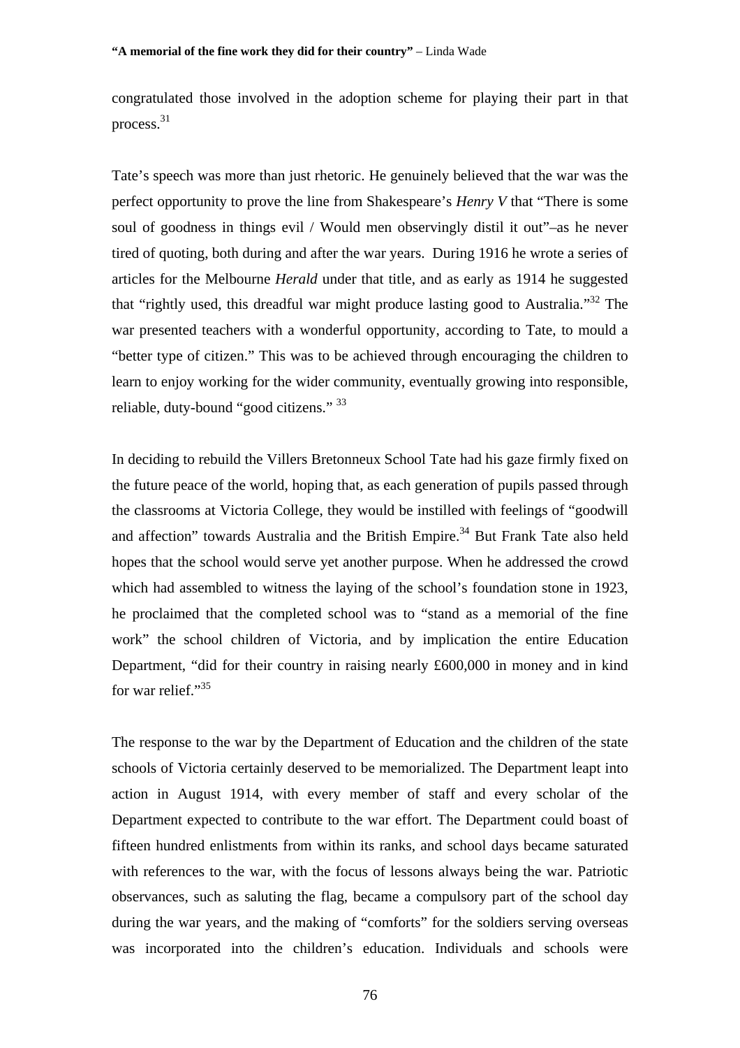congratulated those involved in the adoption scheme for playing their part in that process.[31]

Tate's speech was more than just rhetoric. He genuinely believed that the war was the perfect opportunity to prove the line from Shakespeare's *Henry V* that "There is some soul of goodness in things evil / Would men observingly distil it out"–as he never tired of quoting, both during and after the war years. During 1916 he wrote a series of articles for the Melbourne *Herald* under that title, and as early as 1914 he suggested that "rightly used, this dreadful war might produce lasting good to Australia."[32] The war presented teachers with a wonderful opportunity, according to Tate, to mould a "better type of citizen." This was to be achieved through encouraging the children to learn to enjoy working for the wider community, eventually growing into responsible, reliable, duty-bound "good citizens." [33]

In deciding to rebuild the Villers Bretonneux School Tate had his gaze firmly fixed on the future peace of the world, hoping that, as each generation of pupils passed through the classrooms at Victoria College, they would be instilled with feelings of "goodwill and affection" towards Australia and the British Empire.[34] But Frank Tate also held hopes that the school would serve yet another purpose. When he addressed the crowd which had assembled to witness the laying of the school's foundation stone in 1923, he proclaimed that the completed school was to "stand as a memorial of the fine work" the school children of Victoria, and by implication the entire Education Department, "did for their country in raising nearly £600,000 in money and in kind for war relief."[35]

The response to the war by the Department of Education and the children of the state schools of Victoria certainly deserved to be memorialized. The Department leapt into action in August 1914, with every member of staff and every scholar of the Department expected to contribute to the war effort. The Department could boast of fifteen hundred enlistments from within its ranks, and school days became saturated with references to the war, with the focus of lessons always being the war. Patriotic observances, such as saluting the flag, became a compulsory part of the school day during the war years, and the making of "comforts" for the soldiers serving overseas was incorporated into the children's education. Individuals and schools were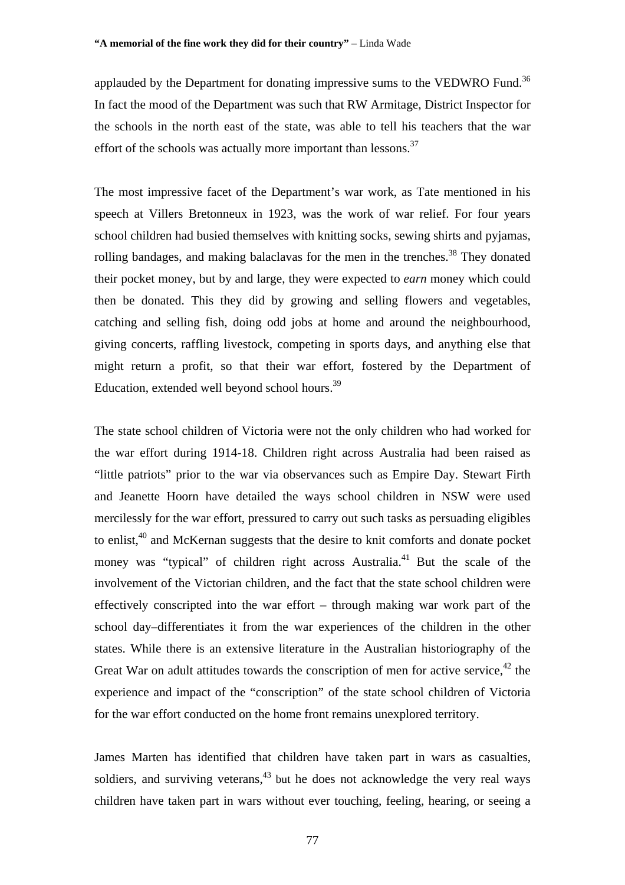applauded by the Department for donating impressive sums to the VEDWRO Fund.[36] In fact the mood of the Department was such that RW Armitage, District Inspector for the schools in the north east of the state, was able to tell his teachers that the war effort of the schools was actually more important than lessons.[37]

The most impressive facet of the Department's war work, as Tate mentioned in his speech at Villers Bretonneux in 1923, was the work of war relief. For four years school children had busied themselves with knitting socks, sewing shirts and pyjamas, rolling bandages, and making balaclavas for the men in the trenches.[38] They donated their pocket money, but by and large, they were expected to *earn* money which could then be donated. This they did by growing and selling flowers and vegetables, catching and selling fish, doing odd jobs at home and around the neighbourhood, giving concerts, raffling livestock, competing in sports days, and anything else that might return a profit, so that their war effort, fostered by the Department of Education, extended well beyond school hours.[39]

The state school children of Victoria were not the only children who had worked for the war effort during 1914-18. Children right across Australia had been raised as "little patriots" prior to the war via observances such as Empire Day. Stewart Firth and Jeanette Hoorn have detailed the ways school children in NSW were used mercilessly for the war effort, pressured to carry out such tasks as persuading eligibles to enlist,[40] and McKernan suggests that the desire to knit comforts and donate pocket money was "typical" of children right across Australia.[41] But the scale of the involvement of the Victorian children, and the fact that the state school children were effectively conscripted into the war effort – through making war work part of the school day–differentiates it from the war experiences of the children in the other states. While there is an extensive literature in the Australian historiography of the Great War on adult attitudes towards the conscription of men for active service,[42] the experience and impact of the "conscription" of the state school children of Victoria for the war effort conducted on the home front remains unexplored territory.

James Marten has identified that children have taken part in wars as casualties, soldiers, and surviving veterans,[43] but he does not acknowledge the very real ways children have taken part in wars without ever touching, feeling, hearing, or seeing a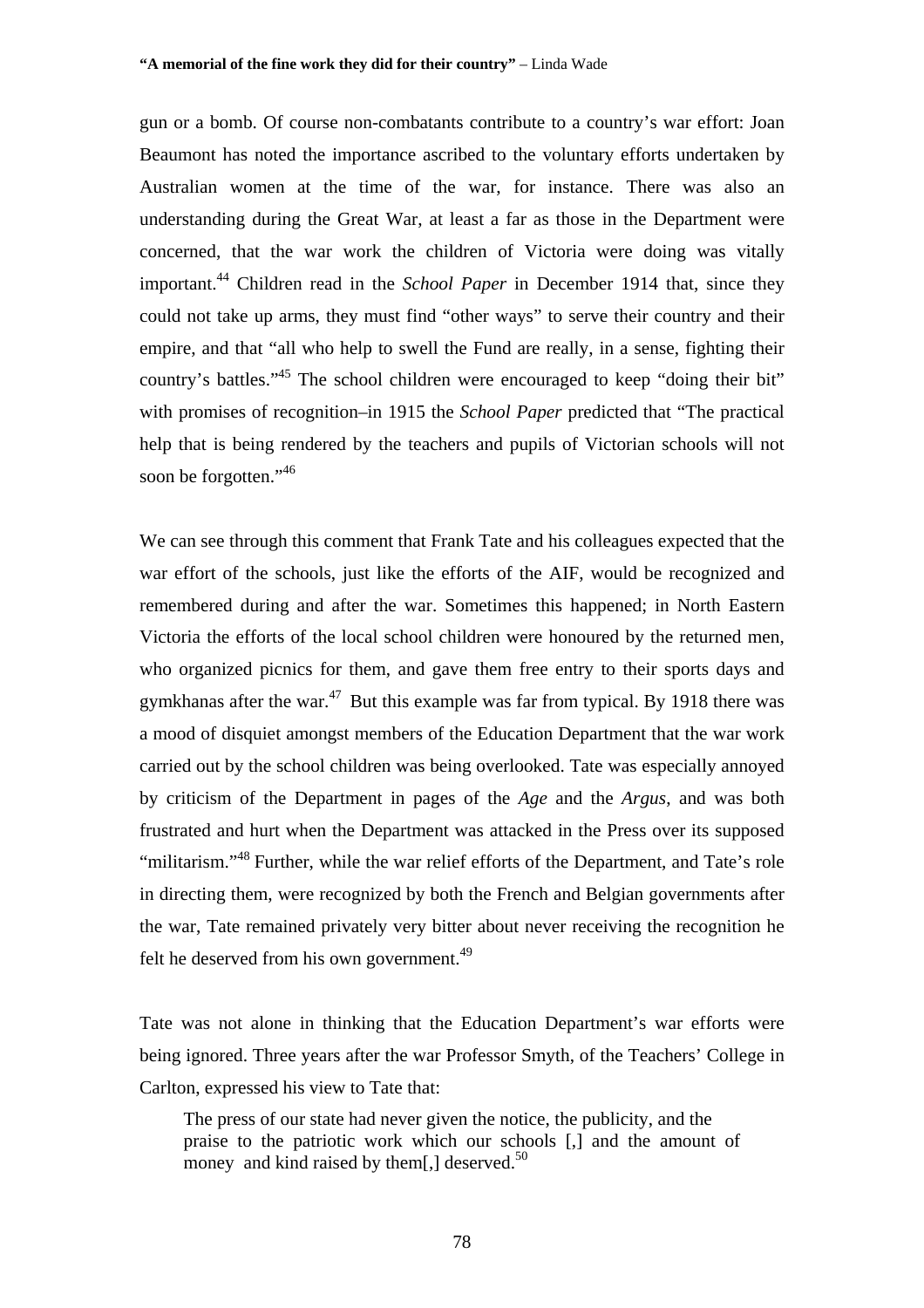gun or a bomb. Of course non-combatants contribute to a country's war effort: Joan Beaumont has noted the importance ascribed to the voluntary efforts undertaken by Australian women at the time of the war, for instance. There was also an understanding during the Great War, at least a far as those in the Department were concerned, that the war work the children of Victoria were doing was vitally important.[44] Children read in the *School Paper* in December 1914 that, since they could not take up arms, they must find "other ways" to serve their country and their empire, and that "all who help to swell the Fund are really, in a sense, fighting their country's battles."[45] The school children were encouraged to keep "doing their bit" with promises of recognition–in 1915 the *School Paper* predicted that "The practical help that is being rendered by the teachers and pupils of Victorian schools will not soon be forgotten."[46]

We can see through this comment that Frank Tate and his colleagues expected that the war effort of the schools, just like the efforts of the AIF, would be recognized and remembered during and after the war. Sometimes this happened; in North Eastern Victoria the efforts of the local school children were honoured by the returned men, who organized picnics for them, and gave them free entry to their sports days and gymkhanas after the war.[47] But this example was far from typical. By 1918 there was a mood of disquiet amongst members of the Education Department that the war work carried out by the school children was being overlooked. Tate was especially annoyed by criticism of the Department in pages of the *Age* and the *Argus*, and was both frustrated and hurt when the Department was attacked in the Press over its supposed "militarism."[48] Further, while the war relief efforts of the Department, and Tate's role in directing them, were recognized by both the French and Belgian governments after the war, Tate remained privately very bitter about never receiving the recognition he felt he deserved from his own government.[49]

Tate was not alone in thinking that the Education Department's war efforts were being ignored. Three years after the war Professor Smyth, of the Teachers' College in Carlton, expressed his view to Tate that:

> The press of our state had never given the notice, the publicity, and the praise to the patriotic work which our schools [,] and the amount of money and kind raised by them[,] deserved.[50]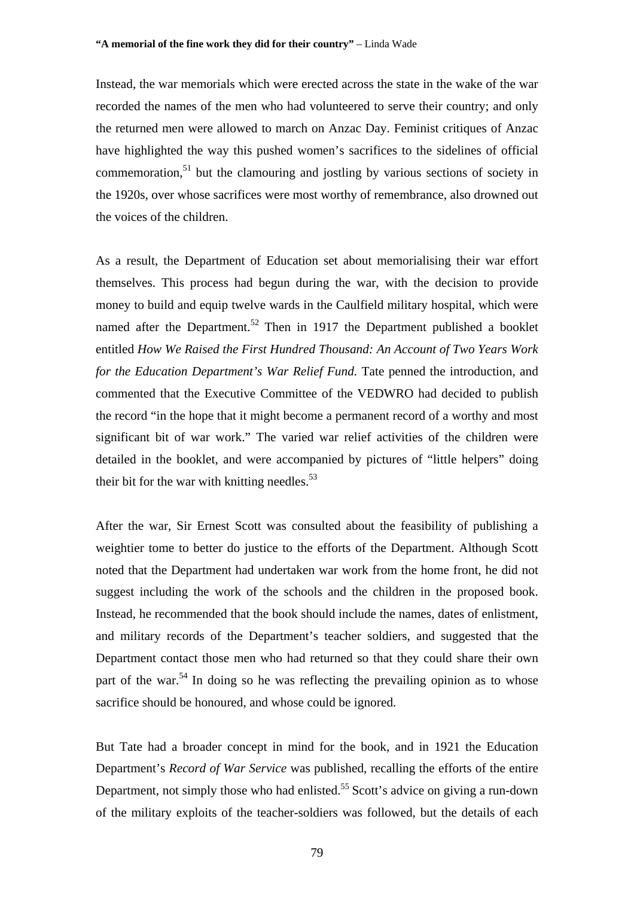Instead, the war memorials which were erected across the state in the wake of the war recorded the names of the men who had volunteered to serve their country; and only the returned men were allowed to march on Anzac Day. Feminist critiques of Anzac have highlighted the way this pushed women's sacrifices to the sidelines of official commemoration,[51] but the clamouring and jostling by various sections of society in the 1920s, over whose sacrifices were most worthy of remembrance, also drowned out the voices of the children.

As a result, the Department of Education set about memorialising their war effort themselves. This process had begun during the war, with the decision to provide money to build and equip twelve wards in the Caulfield military hospital, which were named after the Department.[52] Then in 1917 the Department published a booklet entitled *How We Raised the First Hundred Thousand: An Account of Two Years Work for the Education Department's War Relief Fund.* Tate penned the introduction, and commented that the Executive Committee of the VEDWRO had decided to publish the record "in the hope that it might become a permanent record of a worthy and most significant bit of war work." The varied war relief activities of the children were detailed in the booklet, and were accompanied by pictures of "little helpers" doing their bit for the war with knitting needles.[53]

After the war, Sir Ernest Scott was consulted about the feasibility of publishing a weightier tome to better do justice to the efforts of the Department. Although Scott noted that the Department had undertaken war work from the home front, he did not suggest including the work of the schools and the children in the proposed book. Instead, he recommended that the book should include the names, dates of enlistment, and military records of the Department's teacher soldiers, and suggested that the Department contact those men who had returned so that they could share their own part of the war.[54] In doing so he was reflecting the prevailing opinion as to whose sacrifice should be honoured, and whose could be ignored.

But Tate had a broader concept in mind for the book, and in 1921 the Education Department's *Record of War Service* was published, recalling the efforts of the entire Department, not simply those who had enlisted.[55] Scott's advice on giving a run-down of the military exploits of the teacher-soldiers was followed, but the details of each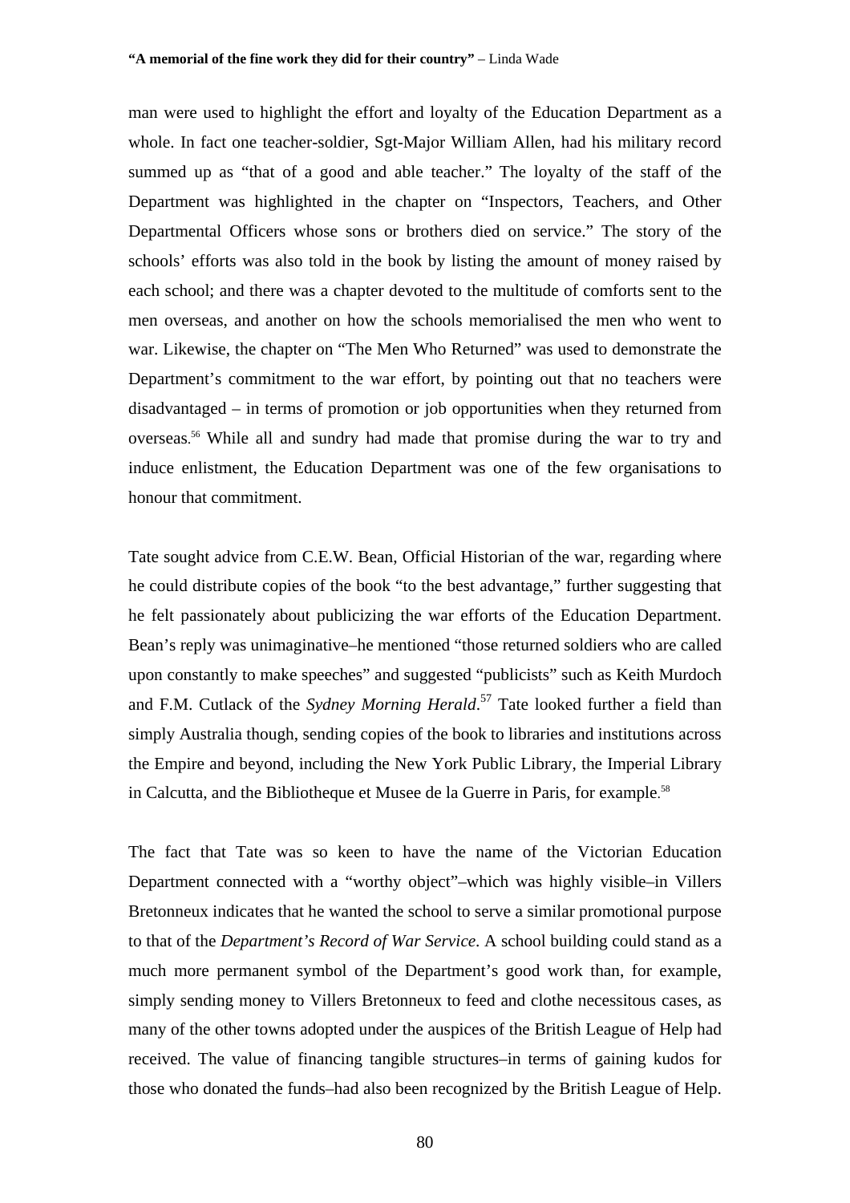man were used to highlight the effort and loyalty of the Education Department as a whole. In fact one teacher-soldier, Sgt-Major William Allen, had his military record summed up as "that of a good and able teacher." The loyalty of the staff of the Department was highlighted in the chapter on "Inspectors, Teachers, and Other Departmental Officers whose sons or brothers died on service." The story of the schools' efforts was also told in the book by listing the amount of money raised by each school; and there was a chapter devoted to the multitude of comforts sent to the men overseas, and another on how the schools memorialised the men who went to war. Likewise, the chapter on "The Men Who Returned" was used to demonstrate the Department's commitment to the war effort, by pointing out that no teachers were disadvantaged – in terms of promotion or job opportunities when they returned from overseas.[56] While all and sundry had made that promise during the war to try and induce enlistment, the Education Department was one of the few organisations to honour that commitment.

Tate sought advice from C.E.W. Bean, Official Historian of the war, regarding where he could distribute copies of the book "to the best advantage," further suggesting that he felt passionately about publicizing the war efforts of the Education Department. Bean's reply was unimaginative–he mentioned "those returned soldiers who are called upon constantly to make speeches" and suggested "publicists" such as Keith Murdoch and F.M. Cutlack of the *Sydney Morning Herald*.[57] Tate looked further a field than simply Australia though, sending copies of the book to libraries and institutions across the Empire and beyond, including the New York Public Library, the Imperial Library in Calcutta, and the Bibliotheque et Musee de la Guerre in Paris, for example.[58]

The fact that Tate was so keen to have the name of the Victorian Education Department connected with a "worthy object"–which was highly visible–in Villers Bretonneux indicates that he wanted the school to serve a similar promotional purpose to that of the *Department's Record of War Service*. A school building could stand as a much more permanent symbol of the Department's good work than, for example, simply sending money to Villers Bretonneux to feed and clothe necessitous cases, as many of the other towns adopted under the auspices of the British League of Help had received. The value of financing tangible structures–in terms of gaining kudos for those who donated the funds–had also been recognized by the British League of Help.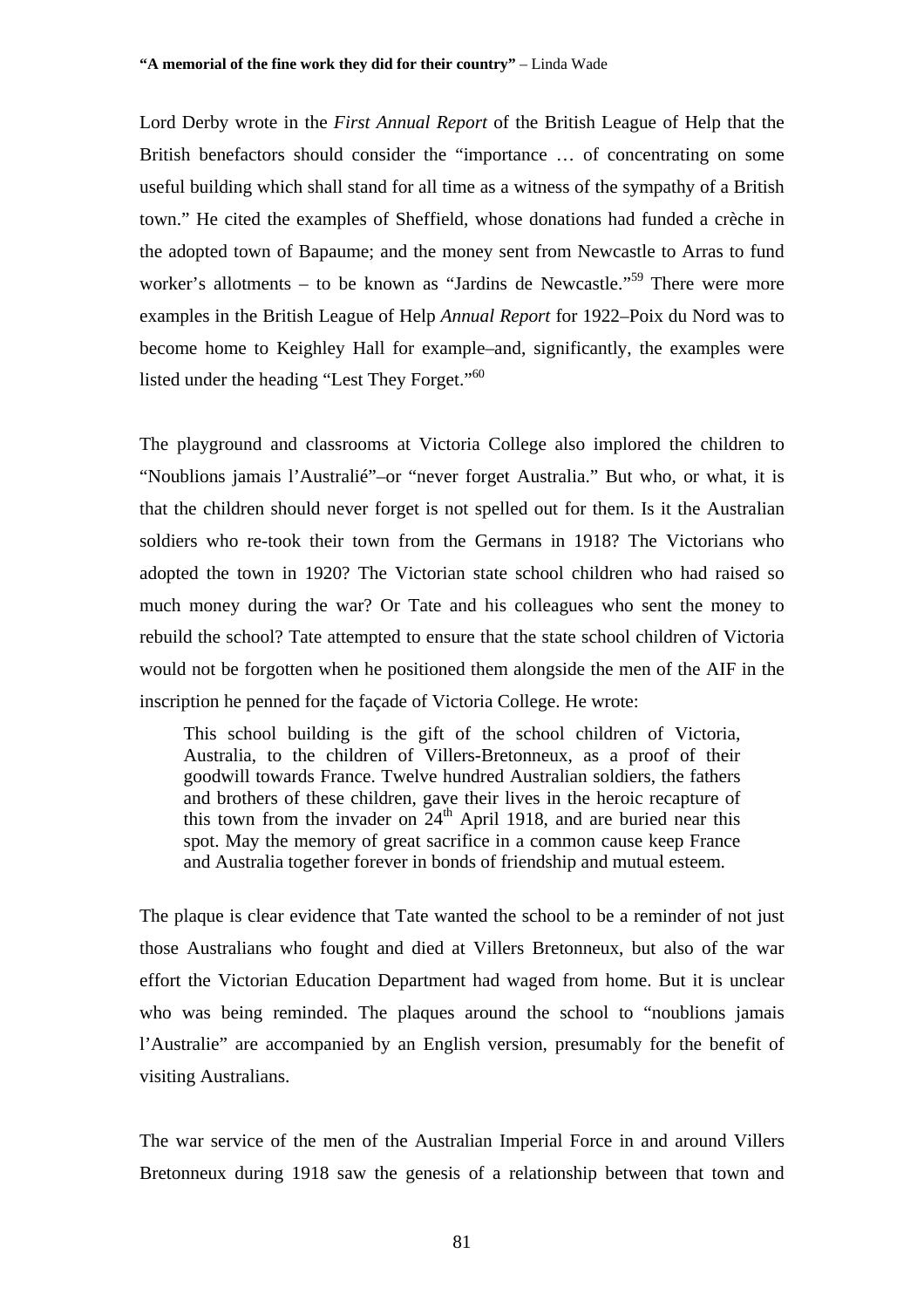Lord Derby wrote in the *First Annual Report* of the British League of Help that the British benefactors should consider the "importance … of concentrating on some useful building which shall stand for all time as a witness of the sympathy of a British town." He cited the examples of Sheffield, whose donations had funded a crèche in the adopted town of Bapaume; and the money sent from Newcastle to Arras to fund worker's allotments – to be known as "Jardins de Newcastle."[59] There were more examples in the British League of Help *Annual Report* for 1922–Poix du Nord was to become home to Keighley Hall for example–and, significantly, the examples were listed under the heading "Lest They Forget."[60]

The playground and classrooms at Victoria College also implored the children to "Noublions jamais l'Australié"–or "never forget Australia." But who, or what, it is that the children should never forget is not spelled out for them. Is it the Australian soldiers who re-took their town from the Germans in 1918? The Victorians who adopted the town in 1920? The Victorian state school children who had raised so much money during the war? Or Tate and his colleagues who sent the money to rebuild the school? Tate attempted to ensure that the state school children of Victoria would not be forgotten when he positioned them alongside the men of the AIF in the inscription he penned for the façade of Victoria College. He wrote:

> This school building is the gift of the school children of Victoria, Australia, to the children of Villers-Bretonneux, as a proof of their goodwill towards France. Twelve hundred Australian soldiers, the fathers and brothers of these children, gave their lives in the heroic recapture of this town from the invader on 24th April 1918, and are buried near this spot. May the memory of great sacrifice in a common cause keep France and Australia together forever in bonds of friendship and mutual esteem.

The plaque is clear evidence that Tate wanted the school to be a reminder of not just those Australians who fought and died at Villers Bretonneux, but also of the war effort the Victorian Education Department had waged from home. But it is unclear who was being reminded. The plaques around the school to "noublions jamais l'Australie" are accompanied by an English version, presumably for the benefit of visiting Australians.

The war service of the men of the Australian Imperial Force in and around Villers Bretonneux during 1918 saw the genesis of a relationship between that town and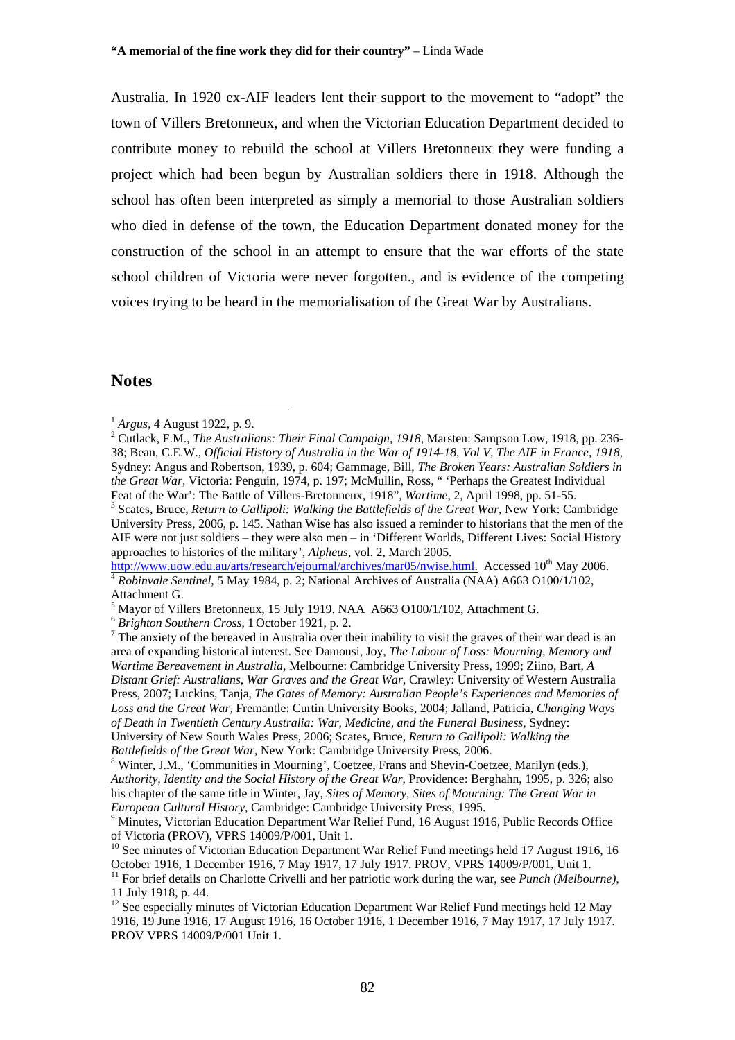Australia. In 1920 ex-AIF leaders lent their support to the movement to "adopt" the town of Villers Bretonneux, and when the Victorian Education Department decided to contribute money to rebuild the school at Villers Bretonneux they were funding a project which had been begun by Australian soldiers there in 1918. Although the school has often been interpreted as simply a memorial to those Australian soldiers who died in defense of the town, the Education Department donated money for the construction of the school in an attempt to ensure that the war efforts of the state school children of Victoria were never forgotten., and is evidence of the competing voices trying to be heard in the memorialisation of the Great War by Australians.

## Notes

[1] *Argus*, 4 August 1922, p. 9.

[2] Cutlack, F.M., *The Australians: Their Final Campaign, 1918*, Marsten: Sampson Low, 1918, pp. 236-38; Bean, C.E.W., *Official History of Australia in the War of 1914-18, Vol V, The AIF in France, 1918*, Sydney: Angus and Robertson, 1939, p. 604; Gammage, Bill, *The Broken Years: Australian Soldiers in the Great War*, Victoria: Penguin, 1974, p. 197; McMullin, Ross, " 'Perhaps the Greatest Individual Feat of the War': The Battle of Villers-Bretonneux, 1918", *Wartime*, 2, April 1998, pp. 51-55.

[3] Scates, Bruce, *Return to Gallipoli: Walking the Battlefields of the Great War*, New York: Cambridge University Press, 2006, p. 145. Nathan Wise has also issued a reminder to historians that the men of the AIF were not just soldiers – they were also men – in 'Different Worlds, Different Lives: Social History approaches to histories of the military', *Alpheus*, vol. 2, March 2005. http://www.uow.edu.au/arts/research/ejournal/archives/mar05/nwise.html. Accessed 10th May 2006.

[4] *Robinvale Sentinel*, 5 May 1984, p. 2; National Archives of Australia (NAA) A663 O100/1/102, Attachment G.

[5] Mayor of Villers Bretonneux, 15 July 1919. NAA A663 O100/1/102, Attachment G.

[6] *Brighton Southern Cross*, 1 October 1921, p. 2.

[7] The anxiety of the bereaved in Australia over their inability to visit the graves of their war dead is an area of expanding historical interest. See Damousi, Joy, *The Labour of Loss: Mourning, Memory and Wartime Bereavement in Australia*, Melbourne: Cambridge University Press, 1999; Ziino, Bart, *A Distant Grief: Australians, War Graves and the Great War*, Crawley: University of Western Australia Press, 2007; Luckins, Tanja, *The Gates of Memory: Australian People's Experiences and Memories of Loss and the Great War*, Fremantle: Curtin University Books, 2004; Jalland, Patricia, *Changing Ways of Death in Twentieth Century Australia: War, Medicine, and the Funeral Business*, Sydney: University of New South Wales Press, 2006; Scates, Bruce, *Return to Gallipoli: Walking the Battlefields of the Great War*, New York: Cambridge University Press, 2006.

[8] Winter, J.M., 'Communities in Mourning', Coetzee, Frans and Shevin-Coetzee, Marilyn (eds.), *Authority, Identity and the Social History of the Great War*, Providence: Berghahn, 1995, p. 326; also his chapter of the same title in Winter, Jay, *Sites of Memory, Sites of Mourning: The Great War in European Cultural History*, Cambridge: Cambridge University Press, 1995.

[9] Minutes, Victorian Education Department War Relief Fund, 16 August 1916, Public Records Office of Victoria (PROV), VPRS 14009/P/001, Unit 1.

[10] See minutes of Victorian Education Department War Relief Fund meetings held 17 August 1916, 16 October 1916, 1 December 1916, 7 May 1917, 17 July 1917. PROV, VPRS 14009/P/001, Unit 1.

[11] For brief details on Charlotte Crivelli and her patriotic work during the war, see *Punch (Melbourne)*, 11 July 1918, p. 44.

[12] See especially minutes of Victorian Education Department War Relief Fund meetings held 12 May 1916, 19 June 1916, 17 August 1916, 16 October 1916, 1 December 1916, 7 May 1917, 17 July 1917. PROV VPRS 14009/P/001 Unit 1.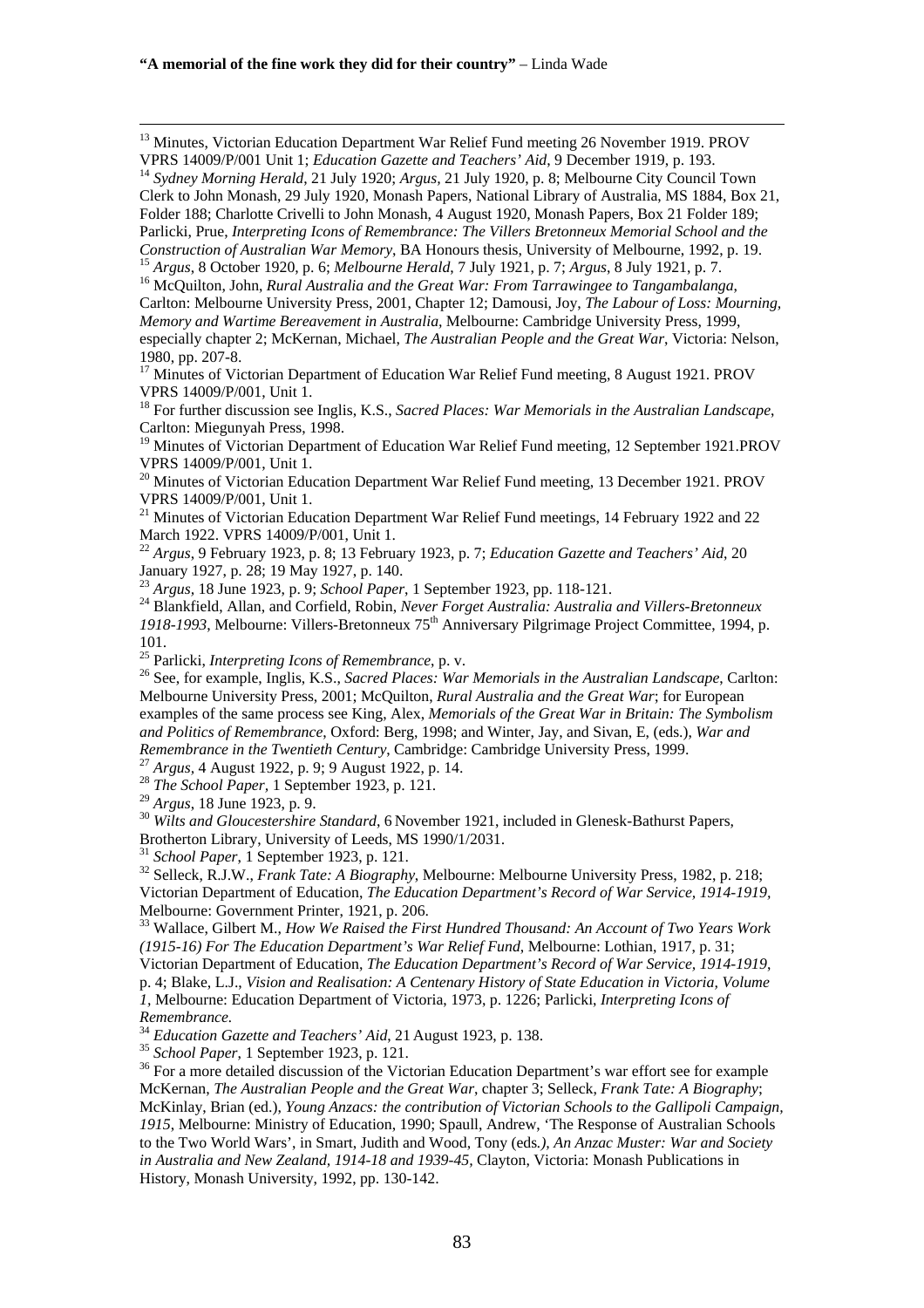[13] Minutes, Victorian Education Department War Relief Fund meeting 26 November 1919. PROV VPRS 14009/P/001 Unit 1; *Education Gazette and Teachers' Aid*, 9 December 1919, p. 193.

[14] *Sydney Morning Herald*, 21 July 1920; *Argus*, 21 July 1920, p. 8; Melbourne City Council Town Clerk to John Monash, 29 July 1920, Monash Papers, National Library of Australia, MS 1884, Box 21, Folder 188; Charlotte Crivelli to John Monash, 4 August 1920, Monash Papers, Box 21 Folder 189; Parlicki, Prue, *Interpreting Icons of Remembrance: The Villers Bretonneux Memorial School and the Construction of Australian War Memory*, BA Honours thesis, University of Melbourne, 1992, p. 19.

[15] *Argus*, 8 October 1920, p. 6; *Melbourne Herald*, 7 July 1921, p. 7; *Argus*, 8 July 1921, p. 7.

[16] McQuilton, John, *Rural Australia and the Great War: From Tarrawingee to Tangambalanga*, Carlton: Melbourne University Press, 2001, Chapter 12; Damousi, Joy, *The Labour of Loss: Mourning, Memory and Wartime Bereavement in Australia*, Melbourne: Cambridge University Press, 1999, especially chapter 2; McKernan, Michael, *The Australian People and the Great War*, Victoria: Nelson, 1980, pp. 207-8.

[17] Minutes of Victorian Department of Education War Relief Fund meeting, 8 August 1921. PROV VPRS 14009/P/001, Unit 1.

[18] For further discussion see Inglis, K.S., *Sacred Places: War Memorials in the Australian Landscape*, Carlton: Miegunyah Press, 1998.

[19] Minutes of Victorian Department of Education War Relief Fund meeting, 12 September 1921.PROV VPRS 14009/P/001, Unit 1.

[20] Minutes of Victorian Education Department War Relief Fund meeting, 13 December 1921. PROV VPRS 14009/P/001, Unit 1.

[21] Minutes of Victorian Education Department War Relief Fund meetings, 14 February 1922 and 22 March 1922. VPRS 14009/P/001, Unit 1.

[22] *Argus*, 9 February 1923, p. 8; 13 February 1923, p. 7; *Education Gazette and Teachers' Aid*, 20 January 1927, p. 28; 19 May 1927, p. 140.

[23] *Argus*, 18 June 1923, p. 9; *School Paper*, 1 September 1923, pp. 118-121.

[24] Blankfield, Allan, and Corfield, Robin, *Never Forget Australia: Australia and Villers-Bretonneux 1918-1993*, Melbourne: Villers-Bretonneux 75th Anniversary Pilgrimage Project Committee, 1994, p. 101.

[25] Parlicki, *Interpreting Icons of Remembrance*, p. v.

[26] See, for example, Inglis, K.S., *Sacred Places: War Memorials in the Australian Landscape*, Carlton: Melbourne University Press, 2001; McQuilton, *Rural Australia and the Great War*; for European examples of the same process see King, Alex, *Memorials of the Great War in Britain: The Symbolism and Politics of Remembrance*, Oxford: Berg, 1998; and Winter, Jay, and Sivan, E, (eds.), *War and Remembrance in the Twentieth Century*, Cambridge: Cambridge University Press, 1999.

[27] *Argus*, 4 August 1922, p. 9; 9 August 1922, p. 14.

[28] *The School Paper*, 1 September 1923, p. 121.

[29] *Argus*, 18 June 1923, p. 9.

[30] *Wilts and Gloucestershire Standard*, 6 November 1921, included in Glenesk-Bathurst Papers, Brotherton Library, University of Leeds, MS 1990/1/2031.

[31] *School Paper*, 1 September 1923, p. 121.

[32] Selleck, R.J.W., *Frank Tate: A Biography*, Melbourne: Melbourne University Press, 1982, p. 218; Victorian Department of Education, *The Education Department's Record of War Service, 1914-1919*, Melbourne: Government Printer, 1921, p. 206.

[33] Wallace, Gilbert M., *How We Raised the First Hundred Thousand: An Account of Two Years Work (1915-16) For The Education Department's War Relief Fund*, Melbourne: Lothian, 1917, p. 31; Victorian Department of Education, *The Education Department's Record of War Service, 1914-1919*, p. 4; Blake, L.J., *Vision and Realisation: A Centenary History of State Education in Victoria, Volume 1*, Melbourne: Education Department of Victoria, 1973, p. 1226; Parlicki, *Interpreting Icons of Remembrance*.

[34] *Education Gazette and Teachers' Aid*, 21 August 1923, p. 138.

[35] *School Paper*, 1 September 1923, p. 121.

[36] For a more detailed discussion of the Victorian Education Department's war effort see for example McKernan, *The Australian People and the Great War*, chapter 3; Selleck, *Frank Tate: A Biography*; McKinlay, Brian (ed.), *Young Anzacs: the contribution of Victorian Schools to the Gallipoli Campaign, 1915*, Melbourne: Ministry of Education, 1990; Spaull, Andrew, 'The Response of Australian Schools to the Two World Wars', in Smart, Judith and Wood, Tony (eds*.), An Anzac Muster: War and Society in Australia and New Zealand, 1914-18 and 1939-45,* Clayton, Victoria: Monash Publications in History, Monash University, 1992, pp. 130-142.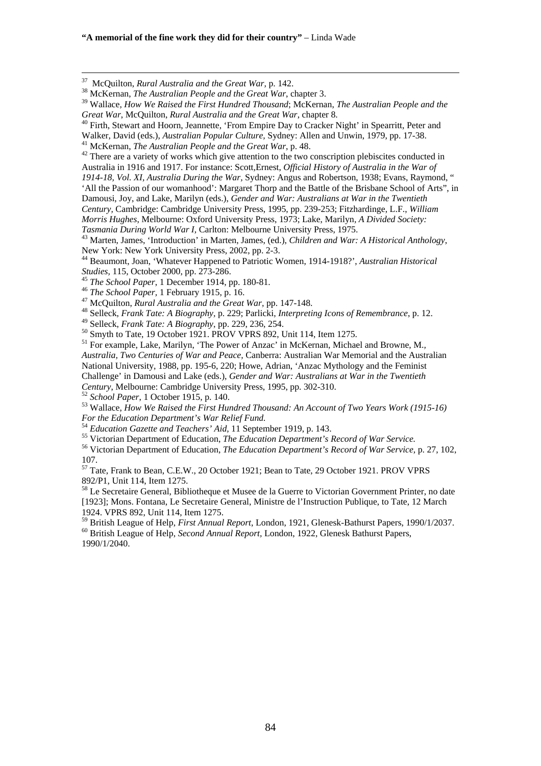[37] McQuilton, *Rural Australia and the Great War*, p. 142.

[38] McKernan, *The Australian People and the Great War*, chapter 3.

[39] Wallace, *How We Raised the First Hundred Thousand*; McKernan, *The Australian People and the Great War*, McQuilton, *Rural Australia and the Great War*, chapter 8.

[40] Firth, Stewart and Hoorn, Jeannette, 'From Empire Day to Cracker Night' in Spearritt, Peter and Walker, David (eds.), *Australian Popular Culture*, Sydney: Allen and Unwin, 1979, pp. 17-38.

[41] McKernan, *The Australian People and the Great War*, p. 48.

[42] There are a variety of works which give attention to the two conscription plebiscites conducted in Australia in 1916 and 1917. For instance: Scott,Ernest, *Official History of Australia in the War of 1914-18, Vol. XI, Australia During the War*, Sydney: Angus and Robertson, 1938; Evans, Raymond, " 'All the Passion of our womanhood': Margaret Thorp and the Battle of the Brisbane School of Arts", in Damousi, Joy, and Lake, Marilyn (eds.), *Gender and War: Australians at War in the Twentieth Century*, Cambridge: Cambridge University Press, 1995, pp. 239-253; Fitzhardinge, L.F., *William Morris Hughes*, Melbourne: Oxford University Press, 1973; Lake, Marilyn, *A Divided Society: Tasmania During World War I*, Carlton: Melbourne University Press, 1975.

[43] Marten, James, 'Introduction' in Marten, James, (ed.), *Children and War: A Historical Anthology*, New York: New York University Press, 2002, pp. 2-3.

[44] Beaumont, Joan, 'Whatever Happened to Patriotic Women, 1914-1918?', *Australian Historical Studies*, 115, October 2000, pp. 273-286.

[45] *The School Paper*, 1 December 1914, pp. 180-81.

[46] *The School Paper*, 1 February 1915, p. 16.

[47] McQuilton, *Rural Australia and the Great War*, pp. 147-148.

[48] Selleck, *Frank Tate: A Biography*, p. 229; Parlicki, *Interpreting Icons of Remembrance*, p. 12.

[49] Selleck, *Frank Tate: A Biography*, pp. 229, 236, 254.

[50] Smyth to Tate, 19 October 1921. PROV VPRS 892, Unit 114, Item 1275.

[51] For example, Lake, Marilyn, 'The Power of Anzac' in McKernan, Michael and Browne, M., *Australia, Two Centuries of War and Peace*, Canberra: Australian War Memorial and the Australian National University, 1988, pp. 195-6, 220; Howe, Adrian, 'Anzac Mythology and the Feminist Challenge' in Damousi and Lake (eds.), *Gender and War: Australians at War in the Twentieth Century*, Melbourne: Cambridge University Press, 1995, pp. 302-310.

[52] *School Paper*, 1 October 1915, p. 140.

[53] Wallace, *How We Raised the First Hundred Thousand: An Account of Two Years Work (1915-16) For the Education Department's War Relief Fund.*

[54] *Education Gazette and Teachers' Aid*, 11 September 1919, p. 143.

[55] Victorian Department of Education, *The Education Department's Record of War Service.*

[56] Victorian Department of Education, *The Education Department's Record of War Service*, p. 27, 102, 107.

[57] Tate, Frank to Bean, C.E.W., 20 October 1921; Bean to Tate, 29 October 1921. PROV VPRS 892/P1, Unit 114, Item 1275.

[58] Le Secretaire General, Bibliotheque et Musee de la Guerre to Victorian Government Printer, no date [1923]; Mons. Fontana, Le Secretaire General, Ministre de l'Instruction Publique, to Tate, 12 March 1924. VPRS 892, Unit 114, Item 1275.

[59] British League of Help, *First Annual Report*, London, 1921, Glenesk-Bathurst Papers, 1990/1/2037.

[60] British League of Help, *Second Annual Report*, London, 1922, Glenesk Bathurst Papers, 1990/1/2040.